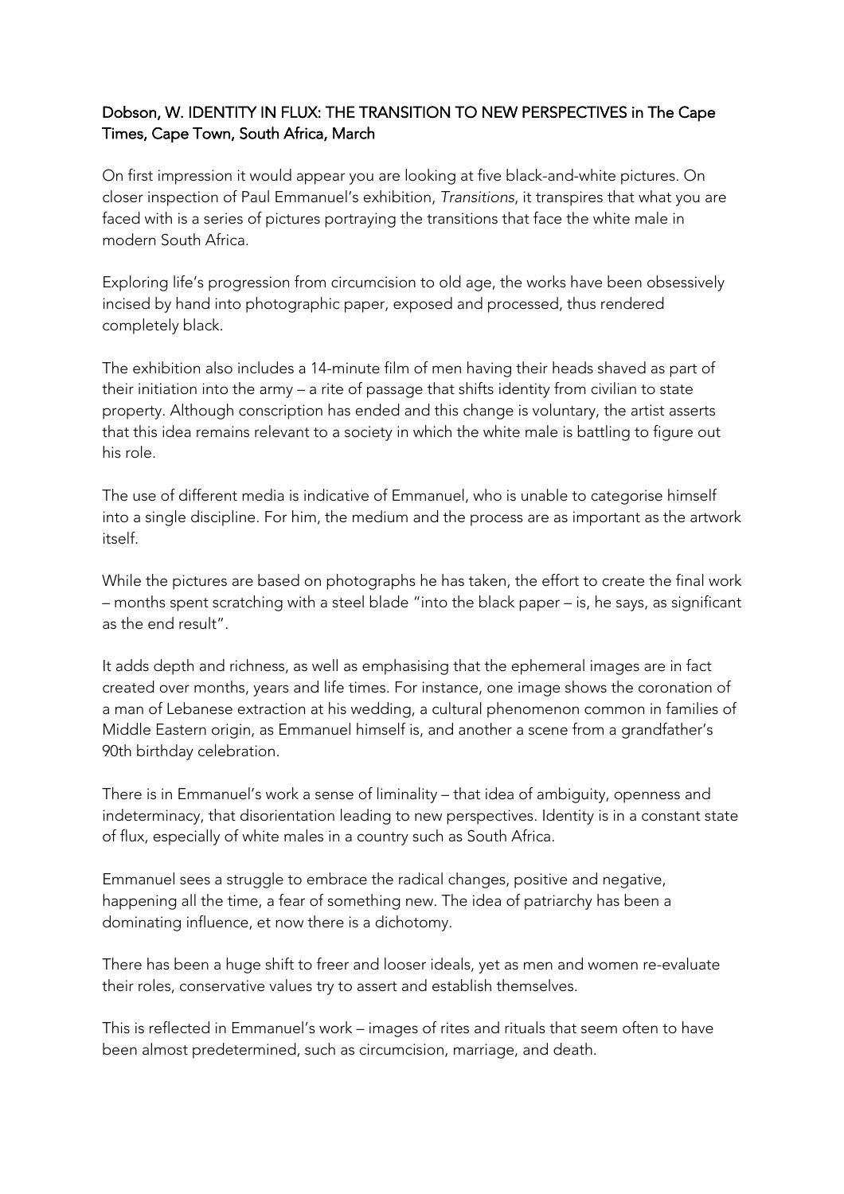Dobson, W. IDENTITY IN FLUX: THE TRANSITION TO NEW PERSPECTIVES in The Cape Times, Cape Town, South Africa, March

On first impression it would appear you are looking at five black-and-white pictures. On closer inspection of Paul Emmanuel's exhibition, *Transitions*, it transpires that what you are faced with is a series of pictures portraying the transitions that face the white male in modern South Africa.

Exploring life's progression from circumcision to old age, the works have been obsessively incised by hand into photographic paper, exposed and processed, thus rendered completely black.

The exhibition also includes a 14-minute film of men having their heads shaved as part of their initiation into the army – a rite of passage that shifts identity from civilian to state property. Although conscription has ended and this change is voluntary, the artist asserts that this idea remains relevant to a society in which the white male is battling to figure out his role.

The use of different media is indicative of Emmanuel, who is unable to categorise himself into a single discipline. For him, the medium and the process are as important as the artwork itself.

While the pictures are based on photographs he has taken, the effort to create the final work – months spent scratching with a steel blade "into the black paper – is, he says, as significant as the end result".

It adds depth and richness, as well as emphasising that the ephemeral images are in fact created over months, years and life times. For instance, one image shows the coronation of a man of Lebanese extraction at his wedding, a cultural phenomenon common in families of Middle Eastern origin, as Emmanuel himself is, and another a scene from a grandfather's 90th birthday celebration.

There is in Emmanuel's work a sense of liminality – that idea of ambiguity, openness and indeterminacy, that disorientation leading to new perspectives. Identity is in a constant state of flux, especially of white males in a country such as South Africa.

Emmanuel sees a struggle to embrace the radical changes, positive and negative, happening all the time, a fear of something new. The idea of patriarchy has been a dominating influence, et now there is a dichotomy.

There has been a huge shift to freer and looser ideals, yet as men and women re-evaluate their roles, conservative values try to assert and establish themselves.

This is reflected in Emmanuel's work – images of rites and rituals that seem often to have been almost predetermined, such as circumcision, marriage, and death.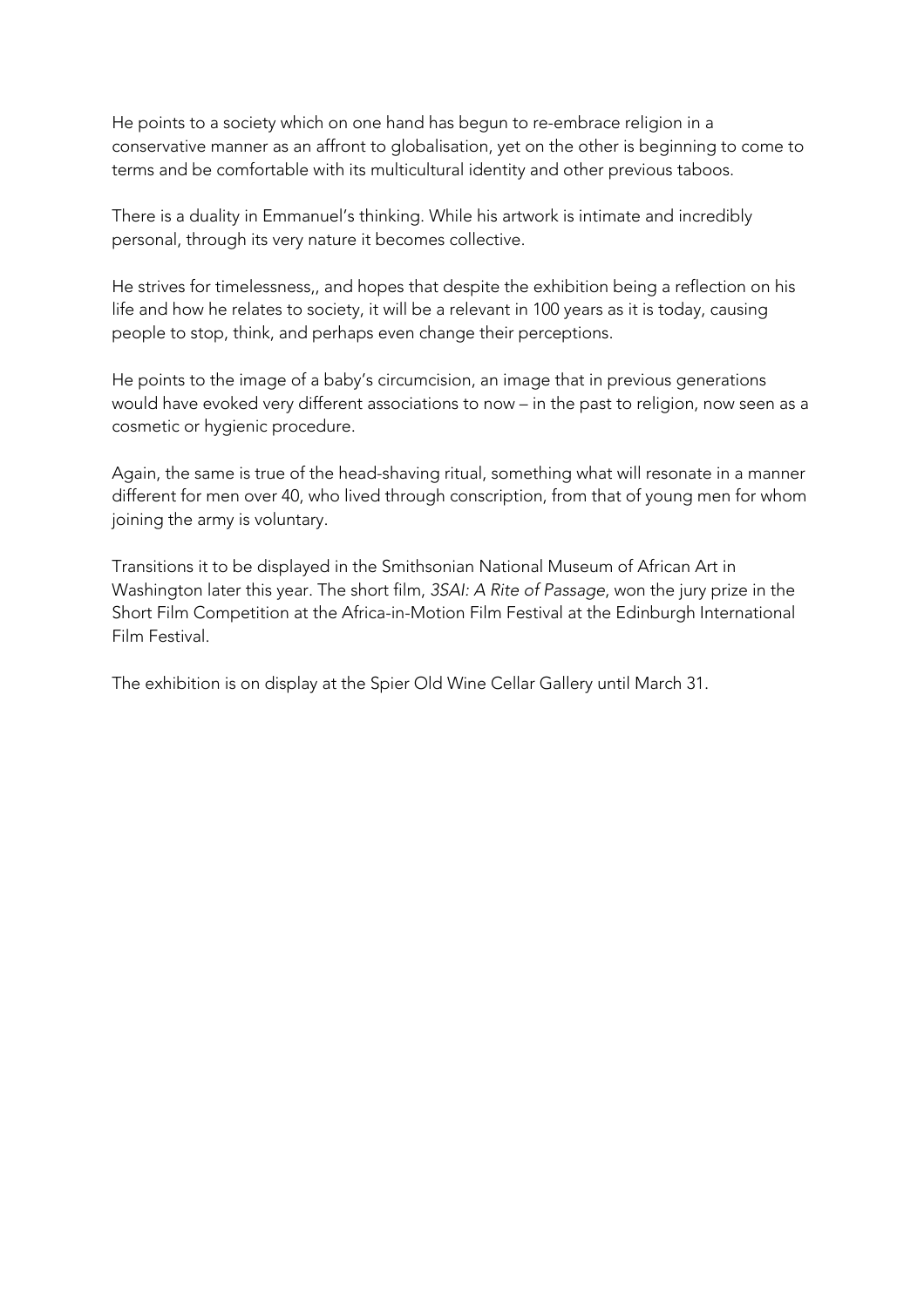He points to a society which on one hand has begun to re-embrace religion in a conservative manner as an affront to globalisation, yet on the other is beginning to come to terms and be comfortable with its multicultural identity and other previous taboos.

There is a duality in Emmanuel's thinking. While his artwork is intimate and incredibly personal, through its very nature it becomes collective.

He strives for timelessness,, and hopes that despite the exhibition being a reflection on his life and how he relates to society, it will be a relevant in 100 years as it is today, causing people to stop, think, and perhaps even change their perceptions.

He points to the image of a baby's circumcision, an image that in previous generations would have evoked very different associations to now – in the past to religion, now seen as a cosmetic or hygienic procedure.

Again, the same is true of the head-shaving ritual, something what will resonate in a manner different for men over 40, who lived through conscription, from that of young men for whom joining the army is voluntary.

Transitions it to be displayed in the Smithsonian National Museum of African Art in Washington later this year. The short film, *3SAI: A Rite of Passage*, won the jury prize in the Short Film Competition at the Africa-in-Motion Film Festival at the Edinburgh International Film Festival.

The exhibition is on display at the Spier Old Wine Cellar Gallery until March 31.